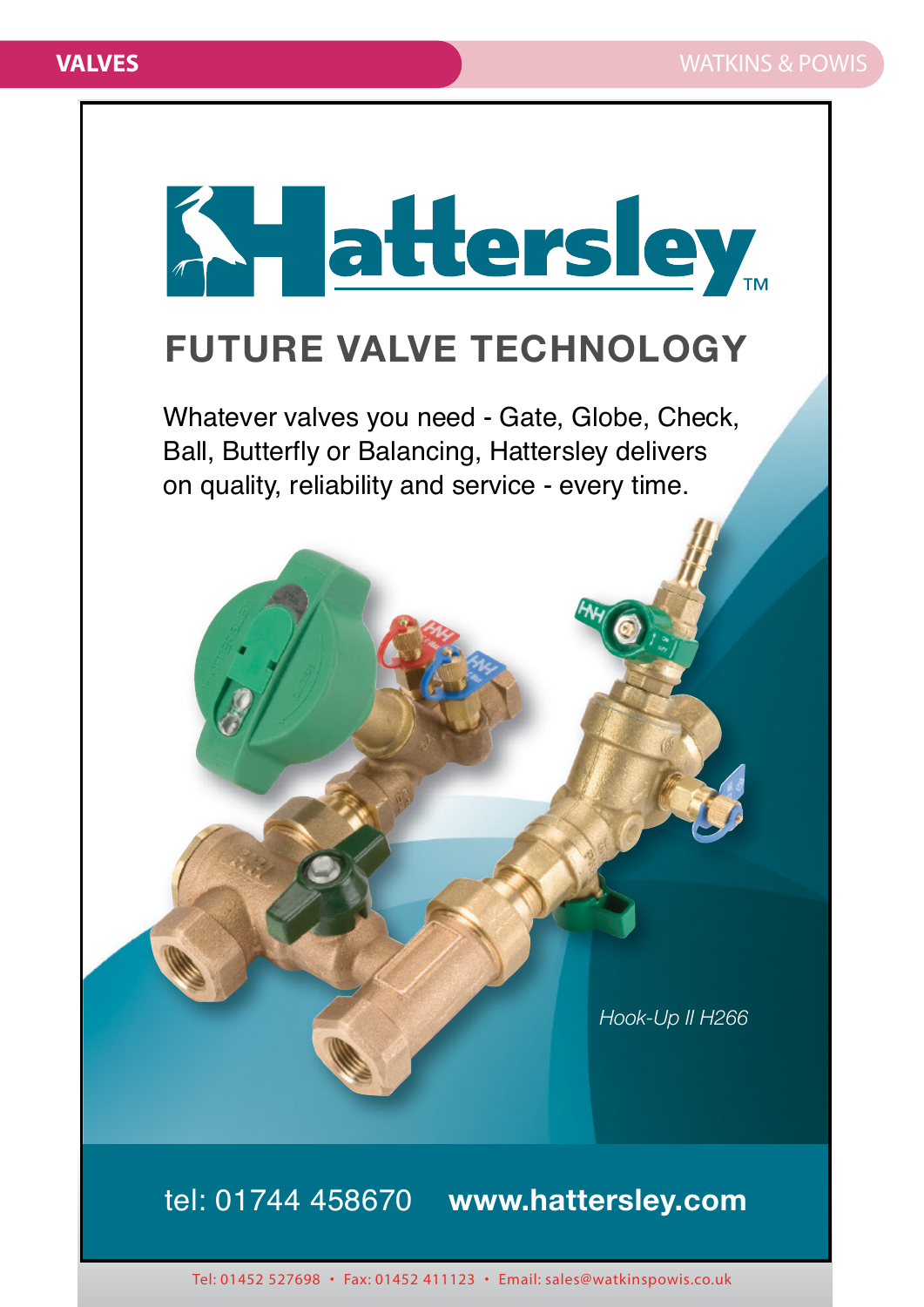# Hattersley™

## FUTURE VALVE TECHNOLOGY

Whatever valves you need - Gate, Globe, Check, Ball, Butterfly or Balancing, Hattersley delivers on quality, reliability and service - every time.

*Hook-Up II H266*

tel: 01744 458670 **www.hattersley.com**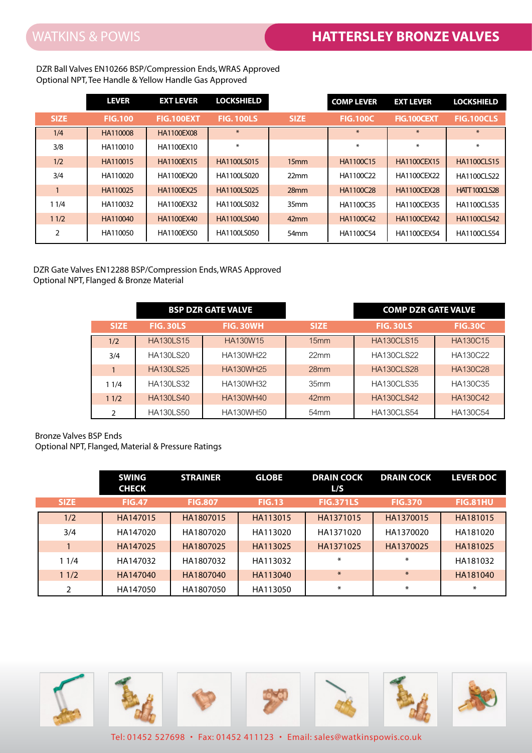# HATTERSLEY BRONZE VALVES

DZR Ball Valves EN10266 BSP/Compression Ends, WRAS Approved
Optional NPT, Tee Handle & Yellow Handle Gas Approved

| | LEVER | EXT LEVER | LOCKSHIELD | | COMP LEVER | EXT LEVER | LOCKSHIELD |
|---|---|---|---|---|---|---|---|
| SIZE | FIG.100 | FIG.100EXT | FIG. 100LS | SIZE | FIG.100C | FIG.100CEXT | FIG.100CLS |
| 1/4 | HA110008 | HA1100EX08 | * | | * | * | * |
| 3/8 | HA110010 | HA1100EX10 | * | | * | * | * |
| 1/2 | HA110015 | HA1100EX15 | HA1100LS015 | 15mm | HA1100C15 | HA1100CEX15 | HA1100CLS15 |
| 3/4 | HA110020 | HA1100EX20 | HA1100LS020 | 22mm | HA1100C22 | HA1100CEX22 | HA1100CLS22 |
| 1 | HA110025 | HA1100EX25 | HA1100LS025 | 28mm | HA1100C28 | HA1100CEX28 | HATT100CLS28 |
| 1 1/4 | HA110032 | HA1100EX32 | HA1100LS032 | 35mm | HA1100C35 | HA1100CEX35 | HA1100CLS35 |
| 1 1/2 | HA110040 | HA1100EX40 | HA1100LS040 | 42mm | HA1100C42 | HA1100CEX42 | HA1100CLS42 |
| 2 | HA110050 | HA1100EX50 | HA1100LS050 | 54mm | HA1100C54 | HA1100CEX54 | HA1100CLS54 |

DZR Gate Valves EN12288 BSP/Compression Ends, WRAS Approved
Optional NPT, Flanged & Bronze Material

| | BSP DZR GATE VALVE | | | COMP DZR GATE VALVE | |
|---|---|---|---|---|---|
| SIZE | FIG. 30LS | FIG. 30WH | SIZE | FIG. 30LS | FIG.30C |
| 1/2 | HA130LS15 | HA130W15 | 15mm | HA130CLS15 | HA130C15 |
| 3/4 | HA130LS20 | HA130WH22 | 22mm | HA130CLS22 | HA130C22 |
| 1 | HA130LS25 | HA130WH25 | 28mm | HA130CLS28 | HA130C28 |
| 1 1/4 | HA130LS32 | HA130WH32 | 35mm | HA130CLS35 | HA130C35 |
| 1 1/2 | HA130LS40 | HA130WH40 | 42mm | HA130CLS42 | HA130C42 |
| 2 | HA130LS50 | HA130WH50 | 54mm | HA130CLS54 | HA130C54 |

Bronze Valves BSP Ends
Optional NPT, Flanged, Material & Pressure Ratings

| | SWING CHECK | STRAINER | GLOBE | DRAIN COCK L/S | DRAIN COCK | LEVER DOC |
|---|---|---|---|---|---|---|
| SIZE | FIG.47 | FIG.807 | FIG.13 | FIG.371LS | FIG.370 | FIG.81HU |
| 1/2 | HA147015 | HA1807015 | HA113015 | HA1371015 | HA1370015 | HA181015 |
| 3/4 | HA147020 | HA1807020 | HA113020 | HA1371020 | HA1370020 | HA181020 |
| 1 | HA147025 | HA1807025 | HA113025 | HA1371025 | HA1370025 | HA181025 |
| 1 1/4 | HA147032 | HA1807032 | HA113032 | * | * | HA181032 |
| 1 1/2 | HA147040 | HA1807040 | HA113040 | * | * | HA181040 |
| 2 | HA147050 | HA1807050 | HA113050 | * | * | * |

Tel: 01452 527698 • Fax: 01452 411123 • Email: sales@watkinspowis.co.uk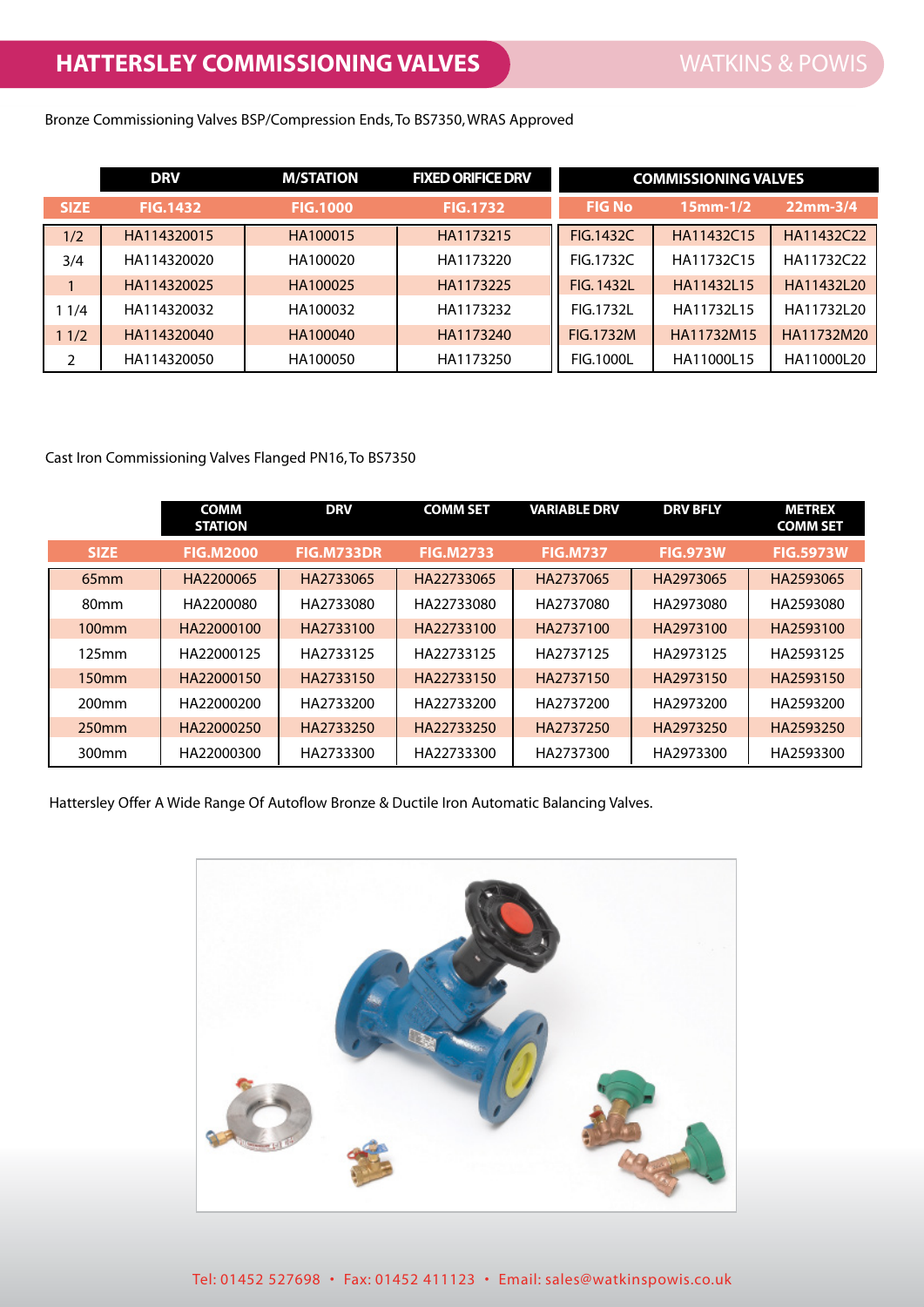# HATTERSLEY COMMISSIONING VALVES

Bronze Commissioning Valves BSP/Compression Ends, To BS7350, WRAS Approved

| | DRV | M/STATION | FIXED ORIFICE DRV |
|---|---|---|---|
| SIZE | FIG.1432 | FIG.1000 | FIG.1732 |
| 1/2 | HA114320015 | HA100015 | HA1173215 |
| 3/4 | HA114320020 | HA100020 | HA1173220 |
| 1 | HA114320025 | HA100025 | HA1173225 |
| 1 1/4 | HA114320032 | HA100032 | HA1173232 |
| 1 1/2 | HA114320040 | HA100040 | HA1173240 |
| 2 | HA114320050 | HA100050 | HA1173250 |

| COMMISSIONING VALVES | | |
|---|---|---|
| FIG No | 15mm-1/2 | 22mm-3/4 |
| FIG.1432C | HA11432C15 | HA11432C22 |
| FIG.1732C | HA11732C15 | HA11732C22 |
| FIG. 1432L | HA11432L15 | HA11432L20 |
| FIG.1732L | HA11732L15 | HA11732L20 |
| FIG.1732M | HA11732M15 | HA11732M20 |
| FIG.1000L | HA11000L15 | HA11000L20 |

Cast Iron Commissioning Valves Flanged PN16, To BS7350

| | COMM STATION | DRV | COMM SET | VARIABLE DRV | DRV BFLY | METREX COMM SET |
|---|---|---|---|---|---|---|
| SIZE | FIG.M2000 | FIG.M733DR | FIG.M2733 | FIG.M737 | FIG.973W | FIG.5973W |
| 65mm | HA2200065 | HA2733065 | HA22733065 | HA2737065 | HA2973065 | HA2593065 |
| 80mm | HA2200080 | HA2733080 | HA22733080 | HA2737080 | HA2973080 | HA2593080 |
| 100mm | HA22000100 | HA2733100 | HA22733100 | HA2737100 | HA2973100 | HA2593100 |
| 125mm | HA22000125 | HA2733125 | HA22733125 | HA2737125 | HA2973125 | HA2593125 |
| 150mm | HA22000150 | HA2733150 | HA22733150 | HA2737150 | HA2973150 | HA2593150 |
| 200mm | HA22000200 | HA2733200 | HA22733200 | HA2737200 | HA2973200 | HA2593200 |
| 250mm | HA22000250 | HA2733250 | HA22733250 | HA2737250 | HA2973250 | HA2593250 |
| 300mm | HA22000300 | HA2733300 | HA22733300 | HA2737300 | HA2973300 | HA2593300 |

Hattersley Offer A Wide Range Of Autoflow Bronze & Ductile Iron Automatic Balancing Valves.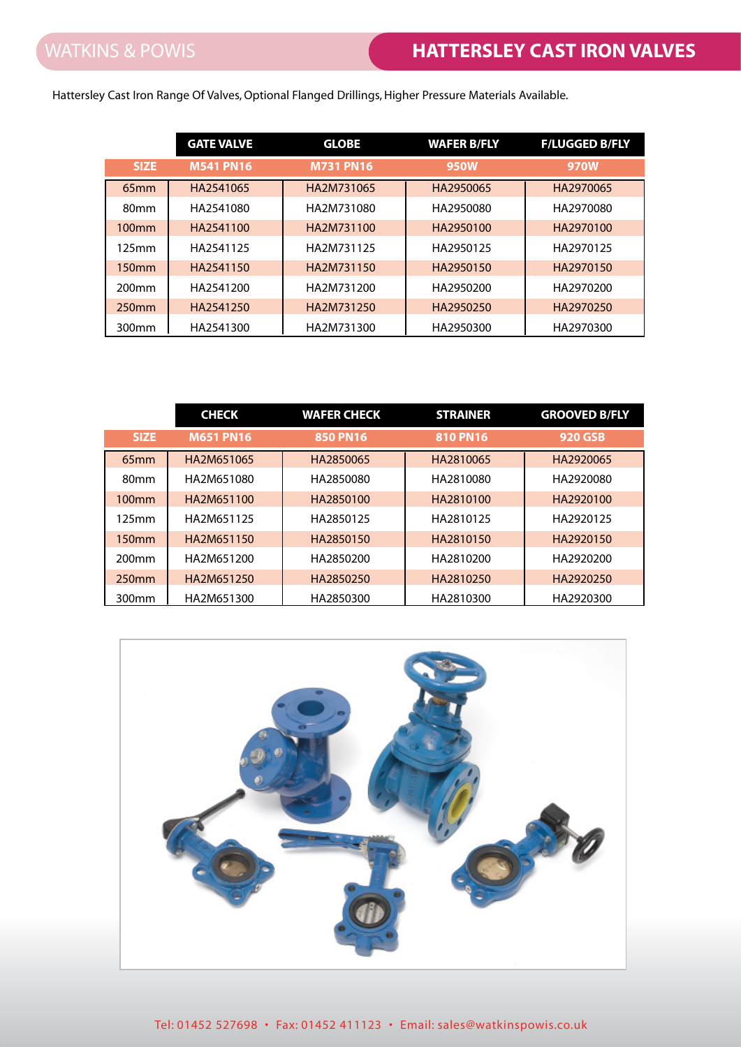# HATTERSLEY CAST IRON VALVES

Hattersley Cast Iron Range Of Valves, Optional Flanged Drillings, Higher Pressure Materials Available.

| | GATE VALVE | GLOBE | WAFER B/FLY | F/LUGGED B/FLY |
|---|---|---|---|---|
| SIZE | M541 PN16 | M731 PN16 | 950W | 970W |
| 65mm | HA2541065 | HA2M731065 | HA2950065 | HA2970065 |
| 80mm | HA2541080 | HA2M731080 | HA2950080 | HA2970080 |
| 100mm | HA2541100 | HA2M731100 | HA2950100 | HA2970100 |
| 125mm | HA2541125 | HA2M731125 | HA2950125 | HA2970125 |
| 150mm | HA2541150 | HA2M731150 | HA2950150 | HA2970150 |
| 200mm | HA2541200 | HA2M731200 | HA2950200 | HA2970200 |
| 250mm | HA2541250 | HA2M731250 | HA2950250 | HA2970250 |
| 300mm | HA2541300 | HA2M731300 | HA2950300 | HA2970300 |

| | CHECK | WAFER CHECK | STRAINER | GROOVED B/FLY |
|---|---|---|---|---|
| SIZE | M651 PN16 | 850 PN16 | 810 PN16 | 920 GSB |
| 65mm | HA2M651065 | HA2850065 | HA2810065 | HA2920065 |
| 80mm | HA2M651080 | HA2850080 | HA2810080 | HA2920080 |
| 100mm | HA2M651100 | HA2850100 | HA2810100 | HA2920100 |
| 125mm | HA2M651125 | HA2850125 | HA2810125 | HA2920125 |
| 150mm | HA2M651150 | HA2850150 | HA2810150 | HA2920150 |
| 200mm | HA2M651200 | HA2850200 | HA2810200 | HA2920200 |
| 250mm | HA2M651250 | HA2850250 | HA2810250 | HA2920250 |
| 300mm | HA2M651300 | HA2850300 | HA2810300 | HA2920300 |

Tel: 01452 527698 • Fax: 01452 411123 • Email: sales@watkinspowis.co.uk